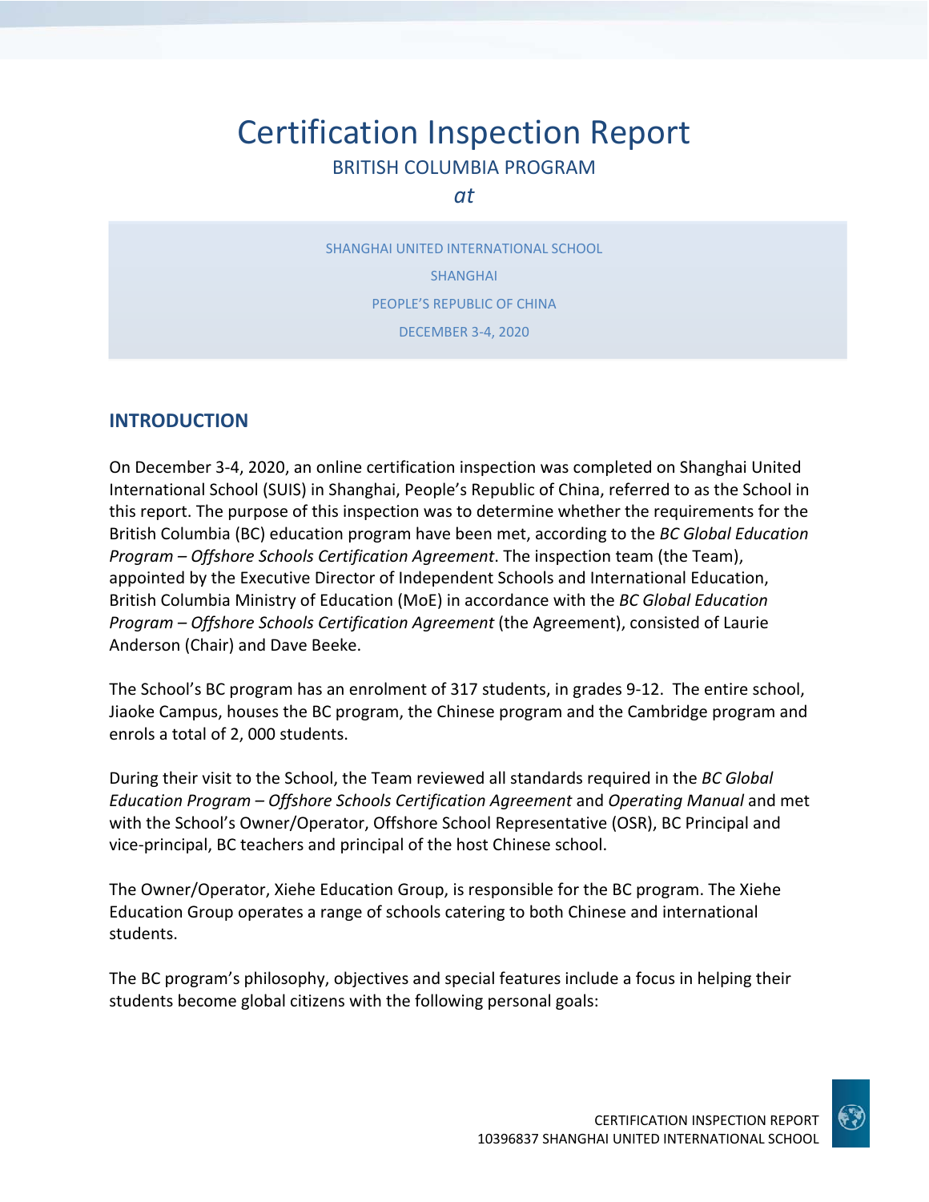# Certification Inspection Report

BRITISH COLUMBIA PROGRAM

*at*

SHANGHAI UNITED INTERNATIONAL SCHOOL

SHANGHAI

PEOPLE'S REPUBLIC OF CHINA

DECEMBER 3-4, 2020

## INTRODUCTION

On December 3-4, 2020, an online certification inspection was completed on Shanghai United International School (SUIS) in Shanghai, People's Republic of China, referred to as the School in this report. The purpose of this inspection was to determine whether the requirements for the British Columbia (BC) education program have been met, according to the *BC Global Education Program – Offshore Schools Certification Agreement*. The inspection team (the Team), appointed by the Executive Director of Independent Schools and International Education, British Columbia Ministry of Education (MoE) in accordance with the *BC Global Education Program – Offshore Schools Certification Agreement* (the Agreement), consisted of Laurie Anderson (Chair) and Dave Beeke.

The School's BC program has an enrolment of 317 students, in grades 9-12. The entire school, Jiaoke Campus, houses the BC program, the Chinese program and the Cambridge program and enrols a total of 2, 000 students.

During their visit to the School, the Team reviewed all standards required in the *BC Global Education Program – Offshore Schools Certification Agreement* and *Operating Manual* and met with the School's Owner/Operator, Offshore School Representative (OSR), BC Principal and vice-principal, BC teachers and principal of the host Chinese school.

The Owner/Operator, Xiehe Education Group, is responsible for the BC program. The Xiehe Education Group operates a range of schools catering to both Chinese and international students.

The BC program's philosophy, objectives and special features include a focus in helping their students become global citizens with the following personal goals: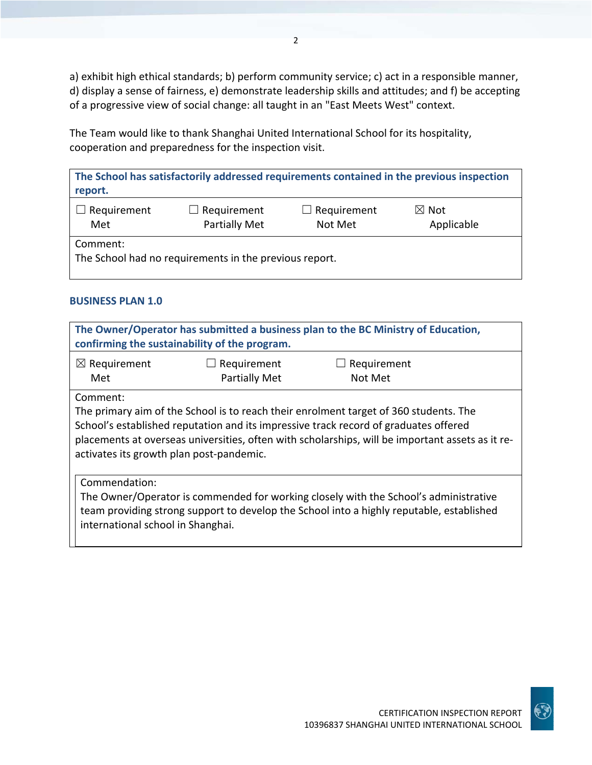a) exhibit high ethical standards; b) perform community service; c) act in a responsible manner, d) display a sense of fairness, e) demonstrate leadership skills and attitudes; and f) be accepting of a progressive view of social change: all taught in an "East Meets West" context.

The Team would like to thank Shanghai United International School for its hospitality, cooperation and preparedness for the inspection visit.

| **The School has satisfactorily addressed requirements contained in the previous inspection report.** | | | |
|---|---|---|---|
| ☐ Requirement Met | ☐ Requirement Partially Met | ☐ Requirement Not Met | ☒ Not Applicable |
| Comment: The School had no requirements in the previous report. | | | |

### BUSINESS PLAN 1.0

| **The Owner/Operator has submitted a business plan to the BC Ministry of Education, confirming the sustainability of the program.** | | |
|---|---|---|
| ☒ Requirement Met | ☐ Requirement Partially Met | ☐ Requirement Not Met |
| Comment: The primary aim of the School is to reach their enrolment target of 360 students. The School's established reputation and its impressive track record of graduates offered placements at overseas universities, often with scholarships, will be important assets as it re-activates its growth plan post-pandemic. | | |
| Commendation: The Owner/Operator is commended for working closely with the School's administrative team providing strong support to develop the School into a highly reputable, established international school in Shanghai. | | |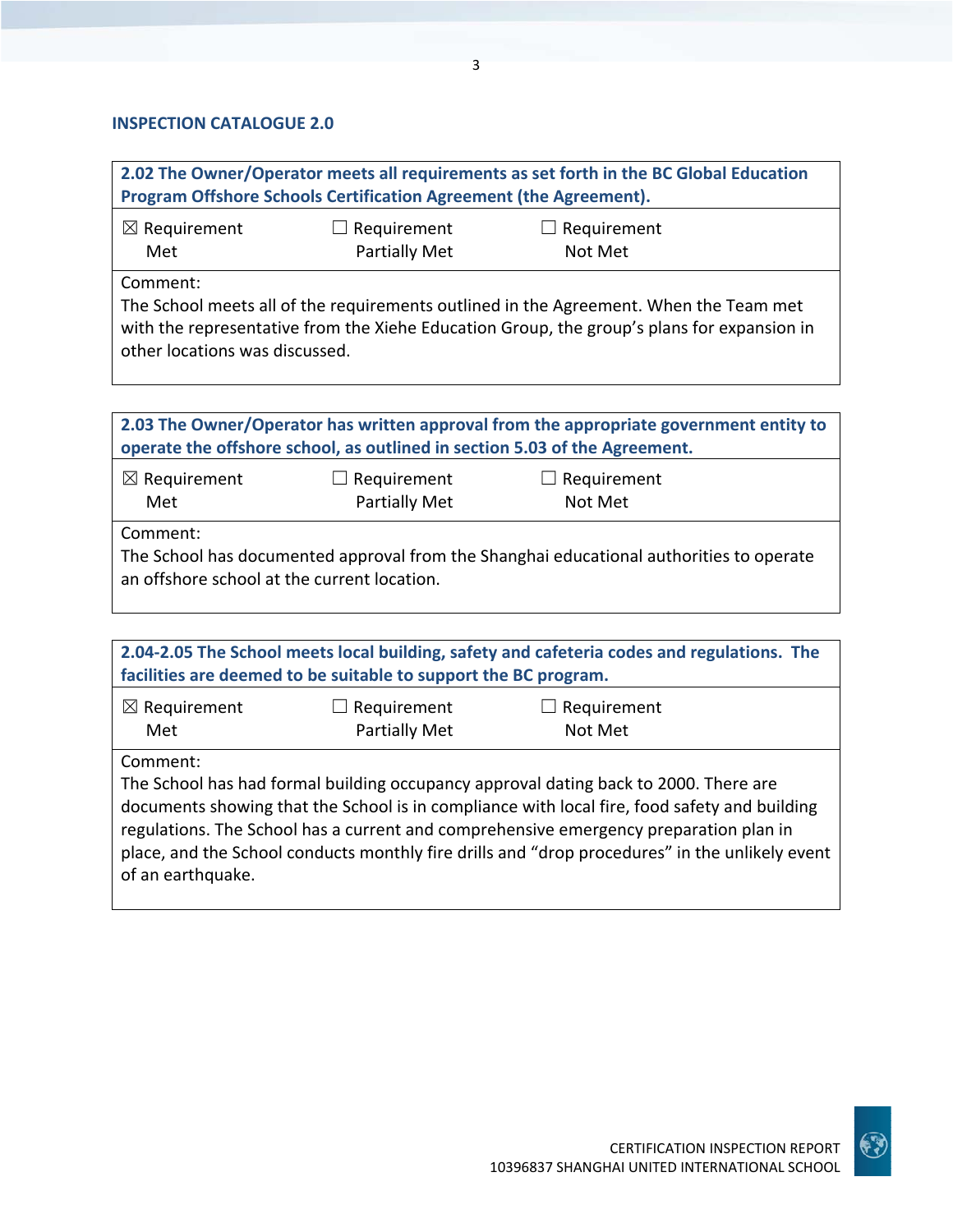## INSPECTION CATALOGUE 2.0

| **2.02 The Owner/Operator meets all requirements as set forth in the BC Global Education Program Offshore Schools Certification Agreement (the Agreement).** | | |
|---|---|---|
| ☒ Requirement Met | ☐ Requirement Partially Met | ☐ Requirement Not Met |
| Comment: The School meets all of the requirements outlined in the Agreement. When the Team met with the representative from the Xiehe Education Group, the group's plans for expansion in other locations was discussed. | | |

| **2.03 The Owner/Operator has written approval from the appropriate government entity to operate the offshore school, as outlined in section 5.03 of the Agreement.** | | |
|---|---|---|
| ☒ Requirement Met | ☐ Requirement Partially Met | ☐ Requirement Not Met |
| Comment: The School has documented approval from the Shanghai educational authorities to operate an offshore school at the current location. | | |

| **2.04-2.05 The School meets local building, safety and cafeteria codes and regulations. The facilities are deemed to be suitable to support the BC program.** | | |
|---|---|---|
| ☒ Requirement Met | ☐ Requirement Partially Met | ☐ Requirement Not Met |
| Comment: The School has had formal building occupancy approval dating back to 2000. There are documents showing that the School is in compliance with local fire, food safety and building regulations. The School has a current and comprehensive emergency preparation plan in place, and the School conducts monthly fire drills and "drop procedures" in the unlikely event of an earthquake. | | |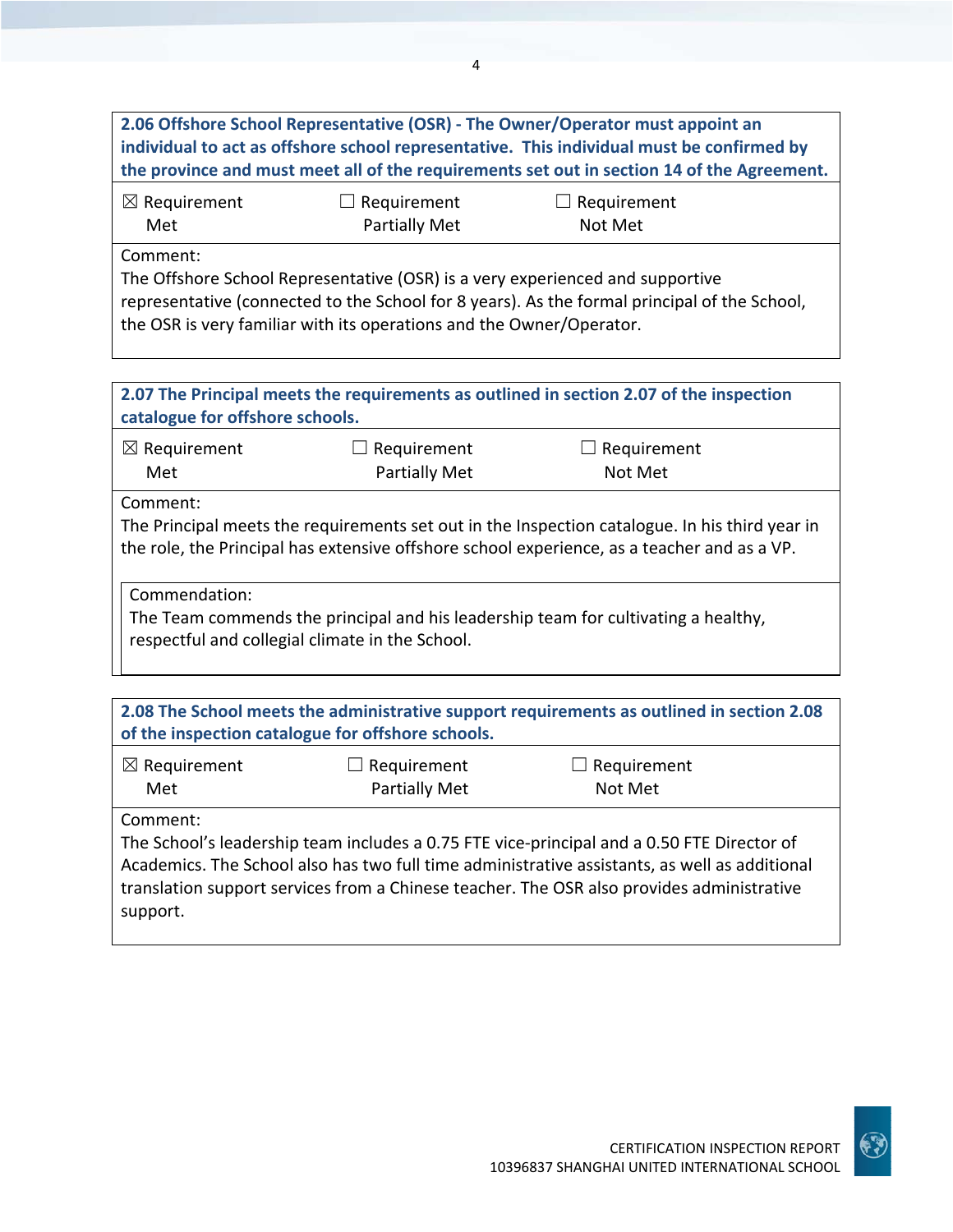**2.06 Offshore School Representative (OSR) - The Owner/Operator must appoint an individual to act as offshore school representative. This individual must be confirmed by the province and must meet all of the requirements set out in section 14 of the Agreement.**

☒ Requirement Met ☐ Requirement Partially Met ☐ Requirement Not Met

Comment:
The Offshore School Representative (OSR) is a very experienced and supportive representative (connected to the School for 8 years). As the formal principal of the School, the OSR is very familiar with its operations and the Owner/Operator.

**2.07 The Principal meets the requirements as outlined in section 2.07 of the inspection catalogue for offshore schools.**

☒ Requirement Met ☐ Requirement Partially Met ☐ Requirement Not Met

Comment:
The Principal meets the requirements set out in the Inspection catalogue. In his third year in the role, the Principal has extensive offshore school experience, as a teacher and as a VP.

Commendation:
The Team commends the principal and his leadership team for cultivating a healthy, respectful and collegial climate in the School.

**2.08 The School meets the administrative support requirements as outlined in section 2.08 of the inspection catalogue for offshore schools.**

☒ Requirement Met ☐ Requirement Partially Met ☐ Requirement Not Met

Comment:
The School's leadership team includes a 0.75 FTE vice-principal and a 0.50 FTE Director of Academics. The School also has two full time administrative assistants, as well as additional translation support services from a Chinese teacher. The OSR also provides administrative support.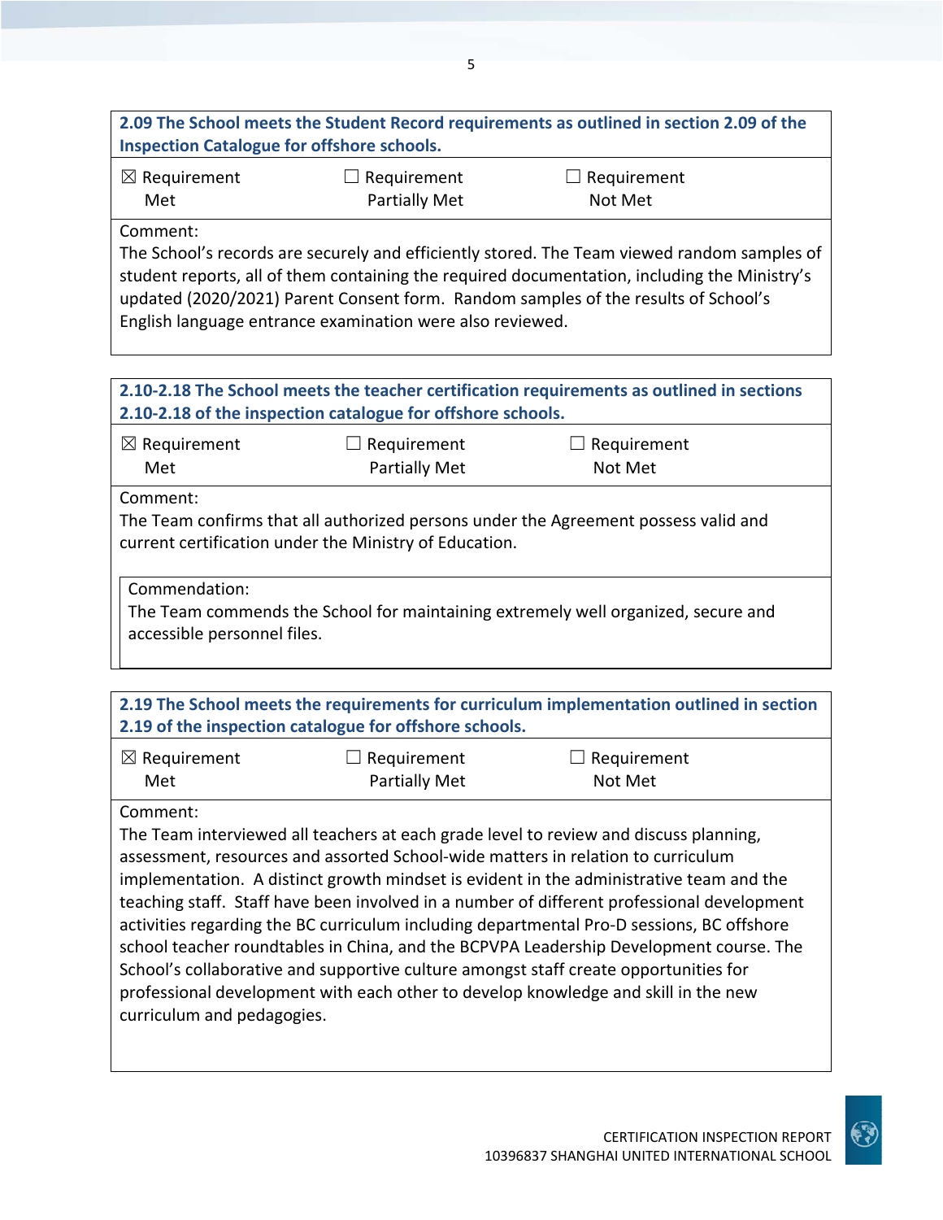| **2.09 The School meets the Student Record requirements as outlined in section 2.09 of the Inspection Catalogue for offshore schools.** | | |
|---|---|---|
| ☒ Requirement Met | ☐ Requirement Partially Met | ☐ Requirement Not Met |
| Comment:<br>The School's records are securely and efficiently stored. The Team viewed random samples of student reports, all of them containing the required documentation, including the Ministry's updated (2020/2021) Parent Consent form. Random samples of the results of School's English language entrance examination were also reviewed. | | |

| **2.10-2.18 The School meets the teacher certification requirements as outlined in sections 2.10-2.18 of the inspection catalogue for offshore schools.** | | |
|---|---|---|
| ☒ Requirement Met | ☐ Requirement Partially Met | ☐ Requirement Not Met |
| Comment:<br>The Team confirms that all authorized persons under the Agreement possess valid and current certification under the Ministry of Education. | | |
| Commendation:<br>The Team commends the School for maintaining extremely well organized, secure and accessible personnel files. | | |

| **2.19 The School meets the requirements for curriculum implementation outlined in section 2.19 of the inspection catalogue for offshore schools.** | | |
|---|---|---|
| ☒ Requirement Met | ☐ Requirement Partially Met | ☐ Requirement Not Met |
| Comment:<br>The Team interviewed all teachers at each grade level to review and discuss planning, assessment, resources and assorted School-wide matters in relation to curriculum implementation. A distinct growth mindset is evident in the administrative team and the teaching staff. Staff have been involved in a number of different professional development activities regarding the BC curriculum including departmental Pro-D sessions, BC offshore school teacher roundtables in China, and the BCPVPA Leadership Development course. The School's collaborative and supportive culture amongst staff create opportunities for professional development with each other to develop knowledge and skill in the new curriculum and pedagogies. | | |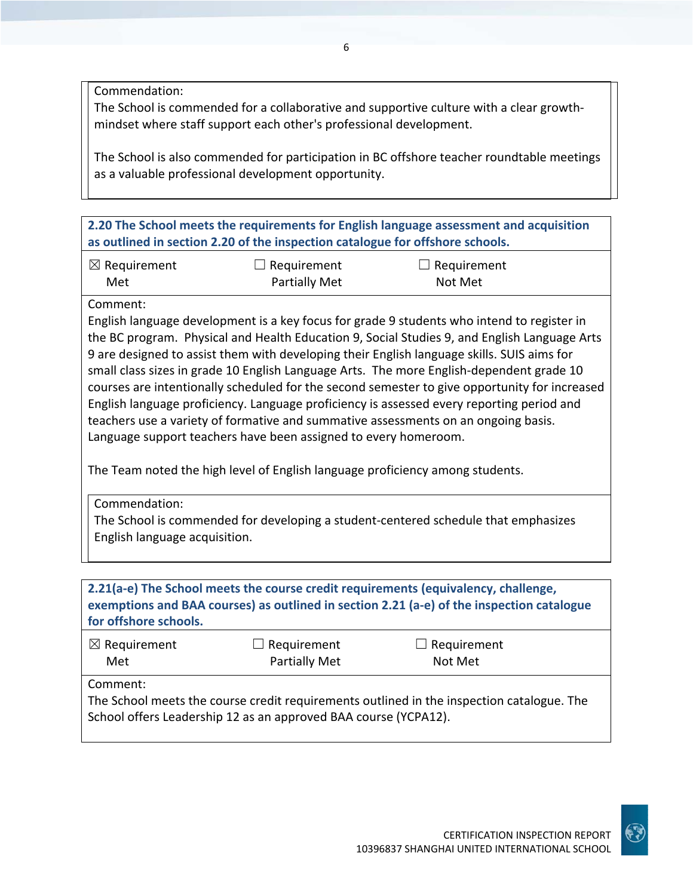Commendation:
The School is commended for a collaborative and supportive culture with a clear growth-mindset where staff support each other's professional development.

The School is also commended for participation in BC offshore teacher roundtable meetings as a valuable professional development opportunity.

**2.20 The School meets the requirements for English language assessment and acquisition as outlined in section 2.20 of the inspection catalogue for offshore schools.**

| ☒ Requirement Met | ☐ Requirement Partially Met | ☐ Requirement Not Met |
|---|---|---|

Comment:
English language development is a key focus for grade 9 students who intend to register in the BC program. Physical and Health Education 9, Social Studies 9, and English Language Arts 9 are designed to assist them with developing their English language skills. SUIS aims for small class sizes in grade 10 English Language Arts. The more English-dependent grade 10 courses are intentionally scheduled for the second semester to give opportunity for increased English language proficiency. Language proficiency is assessed every reporting period and teachers use a variety of formative and summative assessments on an ongoing basis. Language support teachers have been assigned to every homeroom.

The Team noted the high level of English language proficiency among students.

Commendation:
The School is commended for developing a student-centered schedule that emphasizes English language acquisition.

**2.21(a-e) The School meets the course credit requirements (equivalency, challenge, exemptions and BAA courses) as outlined in section 2.21 (a-e) of the inspection catalogue for offshore schools.**

| ☒ Requirement Met | ☐ Requirement Partially Met | ☐ Requirement Not Met |
|---|---|---|

Comment:
The School meets the course credit requirements outlined in the inspection catalogue. The School offers Leadership 12 as an approved BAA course (YCPA12).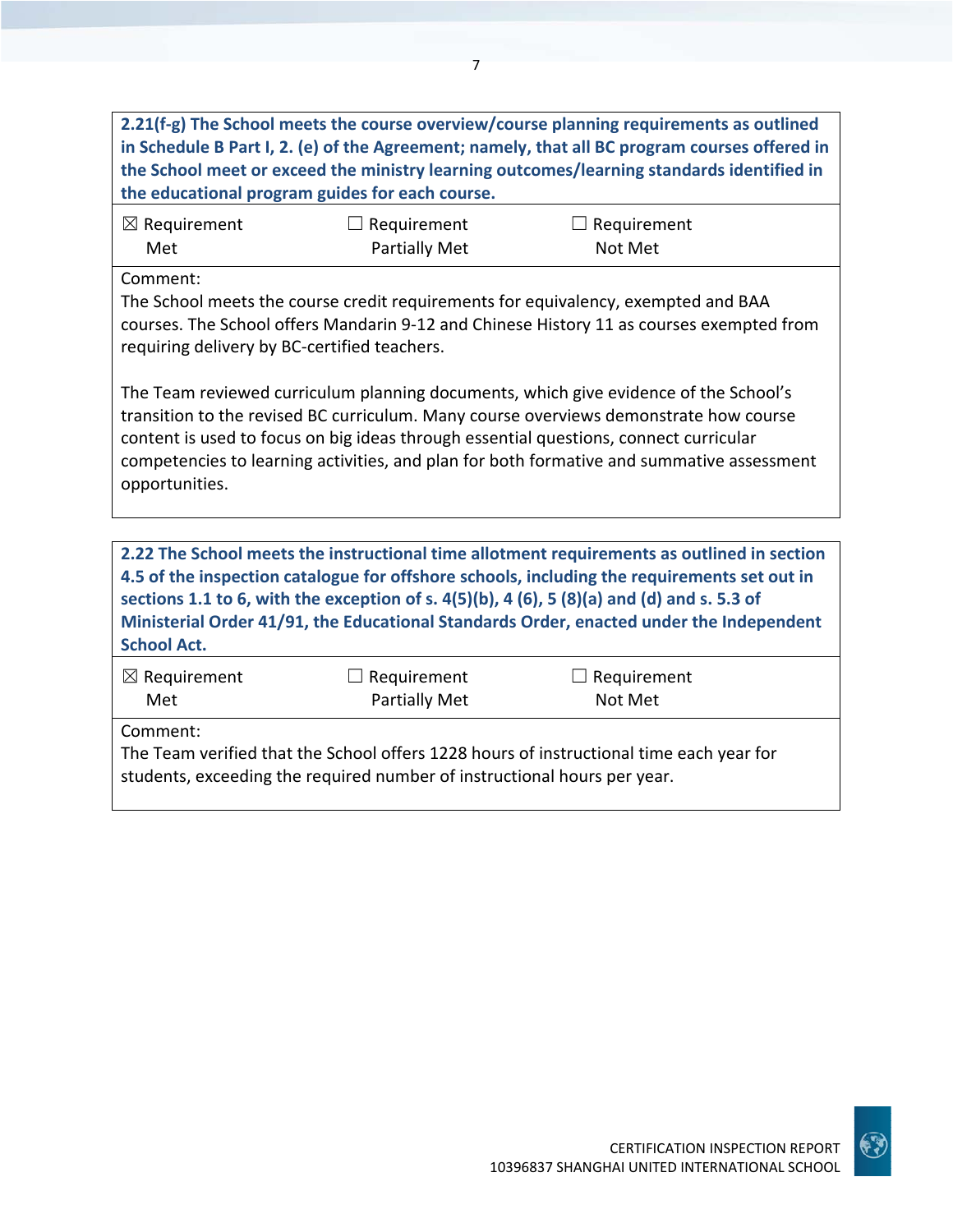**2.21(f-g) The School meets the course overview/course planning requirements as outlined in Schedule B Part I, 2. (e) of the Agreement; namely, that all BC program courses offered in the School meet or exceed the ministry learning outcomes/learning standards identified in the educational program guides for each course.**

☒ Requirement Met ☐ Requirement Partially Met ☐ Requirement Not Met

Comment:
The School meets the course credit requirements for equivalency, exempted and BAA courses. The School offers Mandarin 9-12 and Chinese History 11 as courses exempted from requiring delivery by BC-certified teachers.

The Team reviewed curriculum planning documents, which give evidence of the School's transition to the revised BC curriculum. Many course overviews demonstrate how course content is used to focus on big ideas through essential questions, connect curricular competencies to learning activities, and plan for both formative and summative assessment opportunities.

**2.22 The School meets the instructional time allotment requirements as outlined in section 4.5 of the inspection catalogue for offshore schools, including the requirements set out in sections 1.1 to 6, with the exception of s. 4(5)(b), 4 (6), 5 (8)(a) and (d) and s. 5.3 of Ministerial Order 41/91, the Educational Standards Order, enacted under the Independent School Act.**

☒ Requirement Met ☐ Requirement Partially Met ☐ Requirement Not Met

Comment:
The Team verified that the School offers 1228 hours of instructional time each year for students, exceeding the required number of instructional hours per year.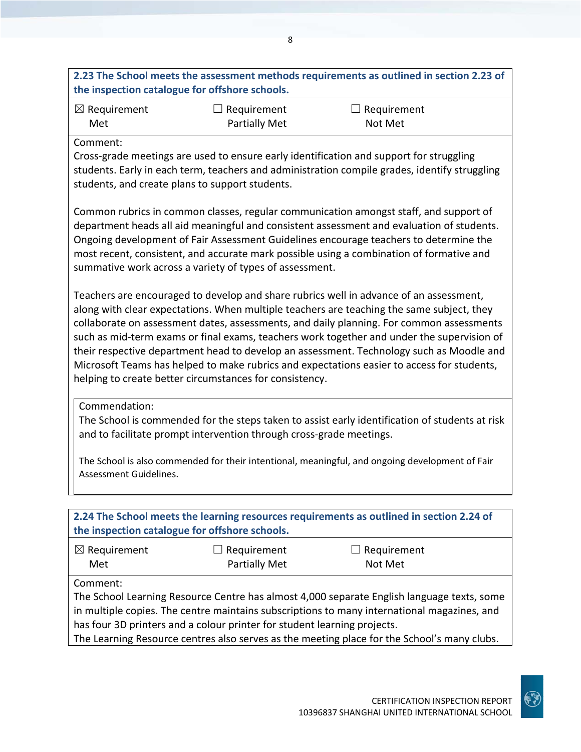**2.23 The School meets the assessment methods requirements as outlined in section 2.23 of the inspection catalogue for offshore schools.**

| ☒ Requirement Met | ☐ Requirement Partially Met | ☐ Requirement Not Met |
|---|---|---|

Comment:

Cross-grade meetings are used to ensure early identification and support for struggling students. Early in each term, teachers and administration compile grades, identify struggling students, and create plans to support students.

Common rubrics in common classes, regular communication amongst staff, and support of department heads all aid meaningful and consistent assessment and evaluation of students. Ongoing development of Fair Assessment Guidelines encourage teachers to determine the most recent, consistent, and accurate mark possible using a combination of formative and summative work across a variety of types of assessment.

Teachers are encouraged to develop and share rubrics well in advance of an assessment, along with clear expectations. When multiple teachers are teaching the same subject, they collaborate on assessment dates, assessments, and daily planning. For common assessments such as mid-term exams or final exams, teachers work together and under the supervision of their respective department head to develop an assessment. Technology such as Moodle and Microsoft Teams has helped to make rubrics and expectations easier to access for students, helping to create better circumstances for consistency.

Commendation:

The School is commended for the steps taken to assist early identification of students at risk and to facilitate prompt intervention through cross-grade meetings.

The School is also commended for their intentional, meaningful, and ongoing development of Fair Assessment Guidelines.

**2.24 The School meets the learning resources requirements as outlined in section 2.24 of the inspection catalogue for offshore schools.**

| ☒ Requirement Met | ☐ Requirement Partially Met | ☐ Requirement Not Met |
|---|---|---|

Comment:

The School Learning Resource Centre has almost 4,000 separate English language texts, some in multiple copies. The centre maintains subscriptions to many international magazines, and has four 3D printers and a colour printer for student learning projects.

The Learning Resource centres also serves as the meeting place for the School's many clubs.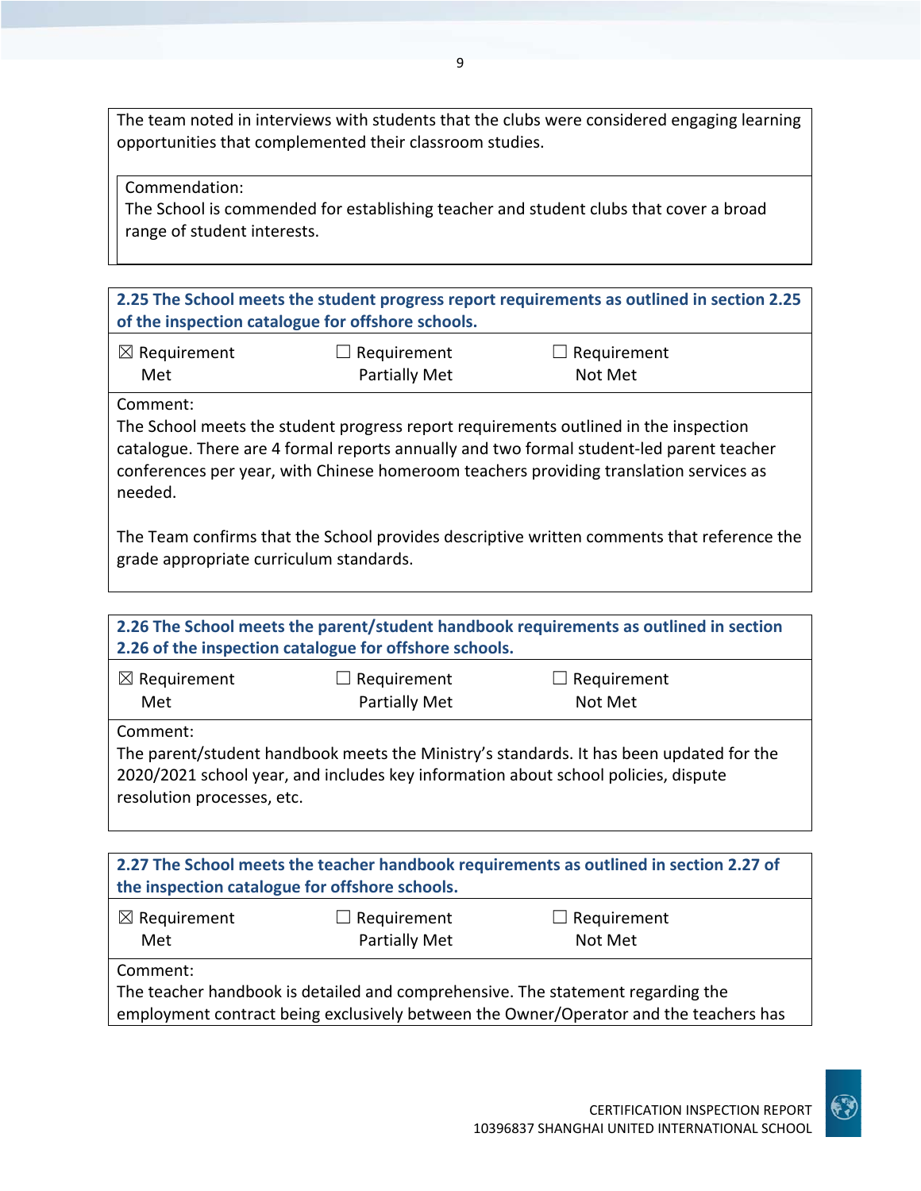The team noted in interviews with students that the clubs were considered engaging learning opportunities that complemented their classroom studies.

Commendation:
The School is commended for establishing teacher and student clubs that cover a broad range of student interests.

**2.25 The School meets the student progress report requirements as outlined in section 2.25 of the inspection catalogue for offshore schools.**

| ☒ Requirement Met | ☐ Requirement Partially Met | ☐ Requirement Not Met |
|---|---|---|

Comment:
The School meets the student progress report requirements outlined in the inspection catalogue. There are 4 formal reports annually and two formal student-led parent teacher conferences per year, with Chinese homeroom teachers providing translation services as needed.

The Team confirms that the School provides descriptive written comments that reference the grade appropriate curriculum standards.

**2.26 The School meets the parent/student handbook requirements as outlined in section 2.26 of the inspection catalogue for offshore schools.**

| ☒ Requirement Met | ☐ Requirement Partially Met | ☐ Requirement Not Met |
|---|---|---|

Comment:
The parent/student handbook meets the Ministry's standards. It has been updated for the 2020/2021 school year, and includes key information about school policies, dispute resolution processes, etc.

**2.27 The School meets the teacher handbook requirements as outlined in section 2.27 of the inspection catalogue for offshore schools.**

| ☒ Requirement Met | ☐ Requirement Partially Met | ☐ Requirement Not Met |
|---|---|---|

Comment:
The teacher handbook is detailed and comprehensive. The statement regarding the employment contract being exclusively between the Owner/Operator and the teachers has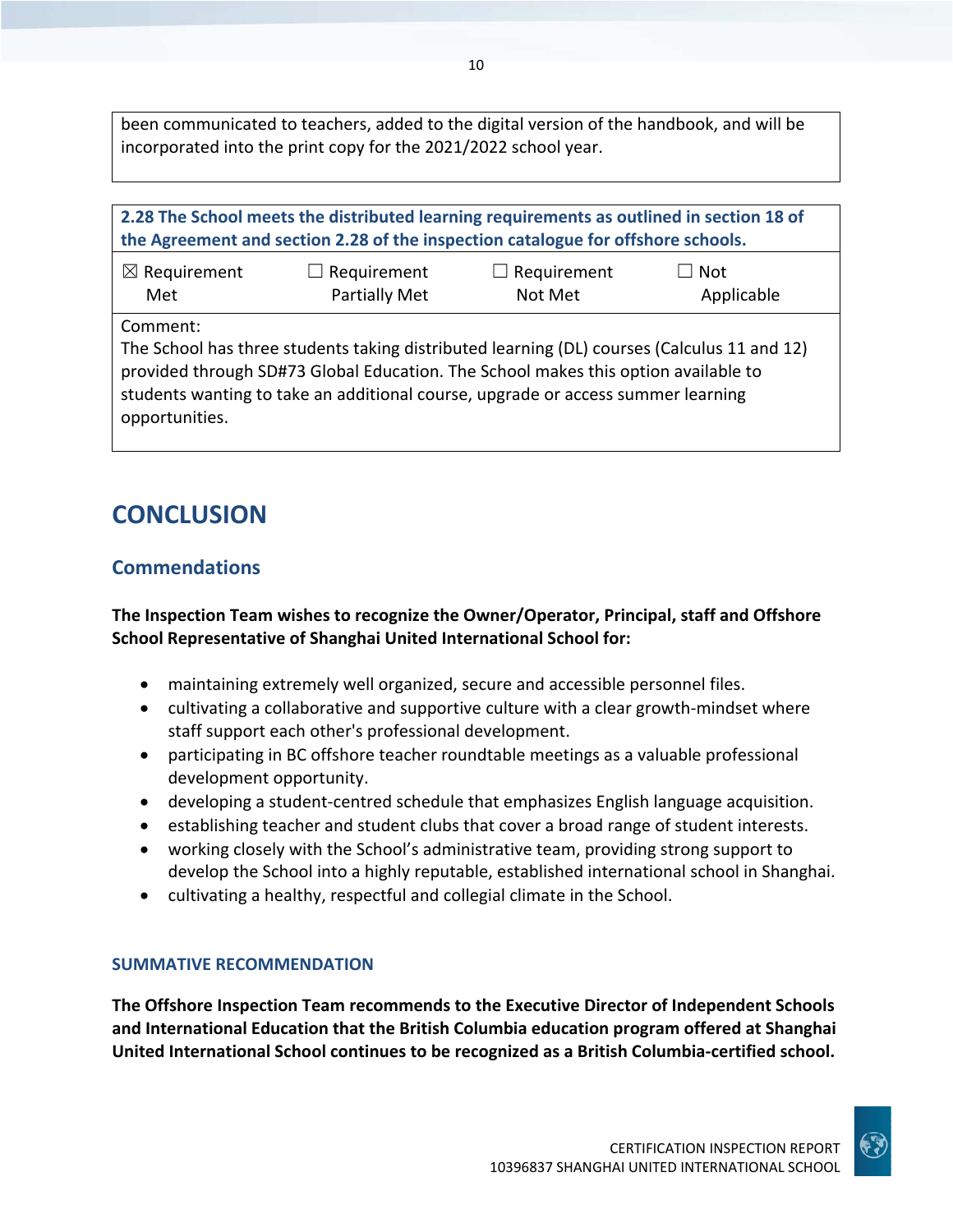been communicated to teachers, added to the digital version of the handbook, and will be incorporated into the print copy for the 2021/2022 school year.

| **2.28 The School meets the distributed learning requirements as outlined in section 18 of the Agreement and section 2.28 of the inspection catalogue for offshore schools.** | | | |
|---|---|---|---|
| ☒ Requirement Met | ☐ Requirement Partially Met | ☐ Requirement Not Met | ☐ Not Applicable |
| Comment: The School has three students taking distributed learning (DL) courses (Calculus 11 and 12) provided through SD#73 Global Education. The School makes this option available to students wanting to take an additional course, upgrade or access summer learning opportunities. | | | |

# CONCLUSION

## Commendations

**The Inspection Team wishes to recognize the Owner/Operator, Principal, staff and Offshore School Representative of Shanghai United International School for:**

- maintaining extremely well organized, secure and accessible personnel files.
- cultivating a collaborative and supportive culture with a clear growth-mindset where staff support each other's professional development.
- participating in BC offshore teacher roundtable meetings as a valuable professional development opportunity.
- developing a student-centred schedule that emphasizes English language acquisition.
- establishing teacher and student clubs that cover a broad range of student interests.
- working closely with the School's administrative team, providing strong support to develop the School into a highly reputable, established international school in Shanghai.
- cultivating a healthy, respectful and collegial climate in the School.

### SUMMATIVE RECOMMENDATION

**The Offshore Inspection Team recommends to the Executive Director of Independent Schools and International Education that the British Columbia education program offered at Shanghai United International School continues to be recognized as a British Columbia-certified school.**